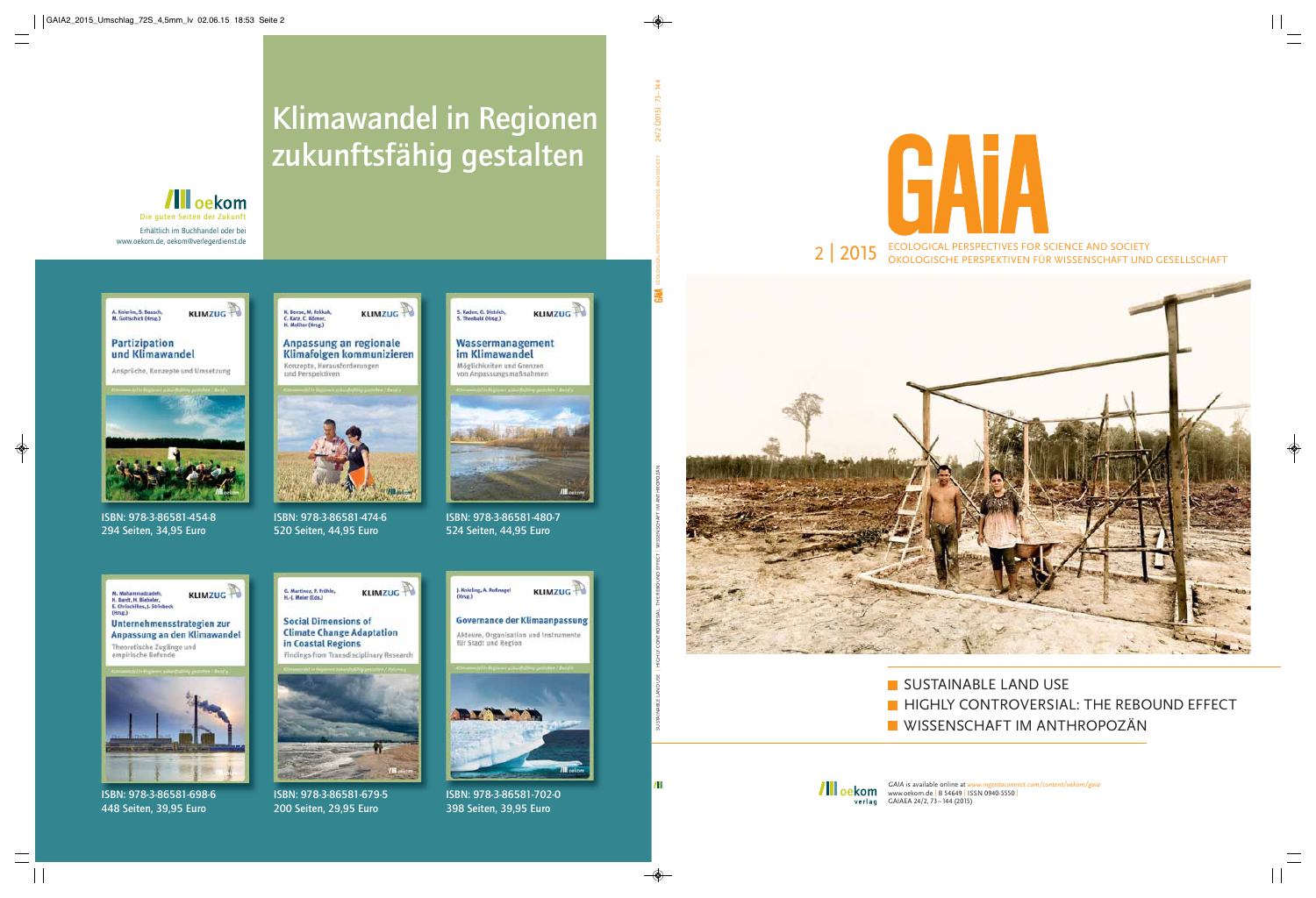# Klimawandel in Regionen zukunftsfähig gestalten

oekom
Die guten Seiten der Zukunft

Erhältlich im Buchhandel oder bei www.oekom.de, oekom@verlegerdienst.de

**A. Knierim, S. Baasch, M. Gottschick (Hrsg.)**
**Partizipation und Klimawandel**
Ansprüche, Konzepte und Umsetzung
ISBN: 978-3-86581-454-8
294 Seiten, 34,95 Euro

**H. Beese, M. Fekkak, C. Katz, C. Körner, H. Molitor (Hrsg.)**
**Anpassung an regionale Klimafolgen kommunizieren**
Konzepte, Herausforderungen und Perspektiven
ISBN: 978-3-86581-474-6
520 Seiten, 44,95 Euro

**S. Kaden, O. Dietrich, S. Theobald (Hrsg.)**
**Wassermanagement im Klimawandel**
Möglichkeiten und Grenzen von Anpassungsmaßnahmen
ISBN: 978-3-86581-480-7
524 Seiten, 44,95 Euro

**M. Mahammadzadeh, K. Bardt, H. Biebeler, E. Chrischilles, J. Striebeck (Hrsg.)**
**Unternehmensstrategien zur Anpassung an den Klimawandel**
Theoretische Zugänge und empirische Befunde
ISBN: 978-3-86581-698-6
448 Seiten, 39,95 Euro

**G. Martinez, P. Fröhle, H.-J. Meier (Eds.)**
**Social Dimensions of Climate Change Adaptation in Coastal Regions**
Findings from Transdisciplinary Research
ISBN: 978-3-86581-679-5
200 Seiten, 29,95 Euro

**J. Knieling, A. Roßnagel (Hrsg.)**
**Governance der Klimaanpassung**
Akteure, Organisation und Instrumente für Stadt und Region
ISBN: 978-3-86581-702-0
398 Seiten, 39,95 Euro

# GAIA

2 | 2015

ECOLOGICAL PERSPECTIVES FOR SCIENCE AND SOCIETY
ÖKOLOGISCHE PERSPEKTIVEN FÜR WISSENSCHAFT UND GESELLSCHAFT

- SUSTAINABLE LAND USE
- HIGHLY CONTROVERSIAL: THE REBOUND EFFECT
- WISSENSCHAFT IM ANTHROPOZÄN

oekom verlag

*GAIA* is available online at *www.ingentaconnect.com/content/oekom/gaia*
www.oekom.de | B 54649 | ISSN 0940-5550 |
GAIAEA 24/2, 73–144 (2015)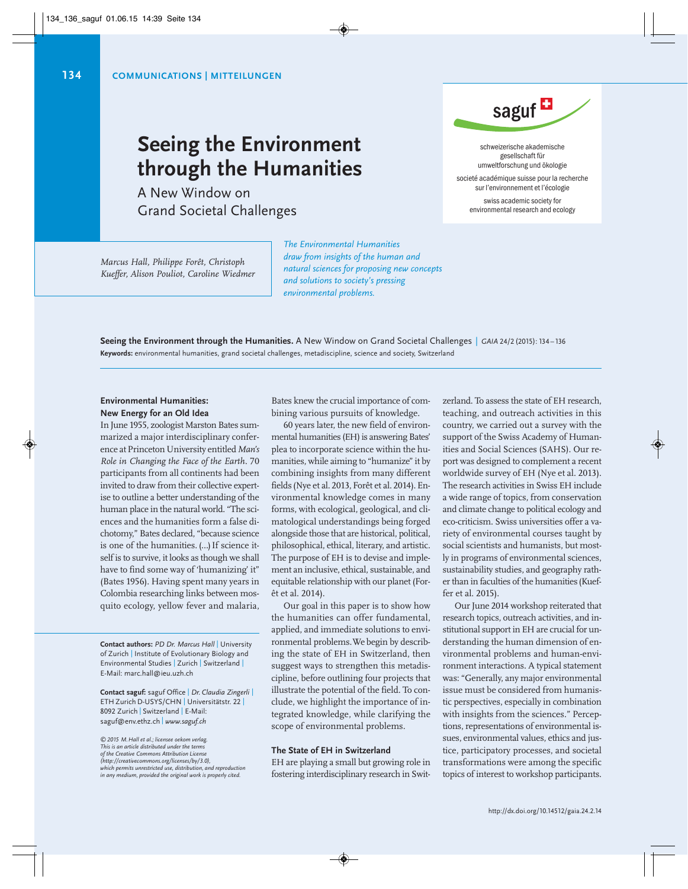# Seeing the Environment through the Humanities

A New Window on Grand Societal Challenges

*Marcus Hall, Philippe Forêt, Christoph Kueffer, Alison Pouliot, Caroline Wiedmer*

*The Environmental Humanities draw from insights of the human and natural sciences for proposing new concepts and solutions to society's pressing environmental problems.*

saguf

schweizerische akademische gesellschaft für umweltforschung und ökologie

societé académique suisse pour la recherche sur l'environnement et l'écologie

swiss academic society for environmental research and ecology

**Seeing the Environment through the Humanities.** A New Window on Grand Societal Challenges | *GAIA* 24/2 (2015): 134–136

**Keywords:** environmental humanities, grand societal challenges, metadiscipline, science and society, Switzerland

### Environmental Humanities: New Energy for an Old Idea

In June 1955, zoologist Marston Bates summarized a major interdisciplinary conference at Princeton University entitled *Man's Role in Changing the Face of the Earth*. 70 participants from all continents had been invited to draw from their collective expertise to outline a better understanding of the human place in the natural world. "The sciences and the humanities form a false dichotomy," Bates declared, "because science is one of the humanities. (...) If science itself is to survive, it looks as though we shall have to find some way of 'humanizing' it" (Bates 1956). Having spent many years in Colombia researching links between mosquito ecology, yellow fever and malaria, Bates knew the crucial importance of combining various pursuits of knowledge.

60 years later, the new field of environmental humanities (EH) is answering Bates' plea to incorporate science within the humanities, while aiming to "humanize" it by combining insights from many different fields (Nye et al. 2013, Forêt et al. 2014). Environmental knowledge comes in many forms, with ecological, geological, and climatological understandings being forged alongside those that are historical, political, philosophical, ethical, literary, and artistic. The purpose of EH is to devise and implement an inclusive, ethical, sustainable, and equitable relationship with our planet (Forêt et al. 2014).

Our goal in this paper is to show how the humanities can offer fundamental, applied, and immediate solutions to environmental problems. We begin by describing the state of EH in Switzerland, then suggest ways to strengthen this metadiscipline, before outlining four projects that illustrate the potential of the field. To conclude, we highlight the importance of integrated knowledge, while clarifying the scope of environmental problems.

### The State of EH in Switzerland

EH are playing a small but growing role in fostering interdisciplinary research in Switzerland. To assess the state of EH research, teaching, and outreach activities in this country, we carried out a survey with the support of the Swiss Academy of Humanities and Social Sciences (SAHS). Our report was designed to complement a recent worldwide survey of EH (Nye et al. 2013). The research activities in Swiss EH include a wide range of topics, from conservation and climate change to political ecology and eco-criticism. Swiss universities offer a variety of environmental courses taught by social scientists and humanists, but mostly in programs of environmental sciences, sustainability studies, and geography rather than in faculties of the humanities (Kueffer et al. 2015).

Our June 2014 workshop reiterated that research topics, outreach activities, and institutional support in EH are crucial for understanding the human dimension of environmental problems and human-environment interactions. A typical statement was: "Generally, any major environmental issue must be considered from humanistic perspectives, especially in combination with insights from the sciences." Perceptions, representations of environmental issues, environmental values, ethics and justice, participatory processes, and societal transformations were among the specific topics of interest to workshop participants.

**Contact authors:** *PD Dr. Marcus Hall* | University of Zurich | Institute of Evolutionary Biology and Environmental Studies | Zurich | Switzerland | E-Mail: marc.hall@ieu.uzh.ch

**Contact saguf:** saguf Office | *Dr. Claudia Zingerli* | ETH Zurich D-USYS/CHN | Universitätstr. 22 | 8092 Zurich | Switzerland | E-Mail: saguf@env.ethz.ch | *www.saguf.ch*

*© 2015 M. Hall et al.; licensee oekom verlag. This is an article distributed under the terms of the Creative Commons Attribution License (http://creativecommons.org/licenses/by/3.0), which permits unrestricted use, distribution, and reproduction in any medium, provided the original work is properly cited.*

http://dx.doi.org/10.14512/gaia.24.2.14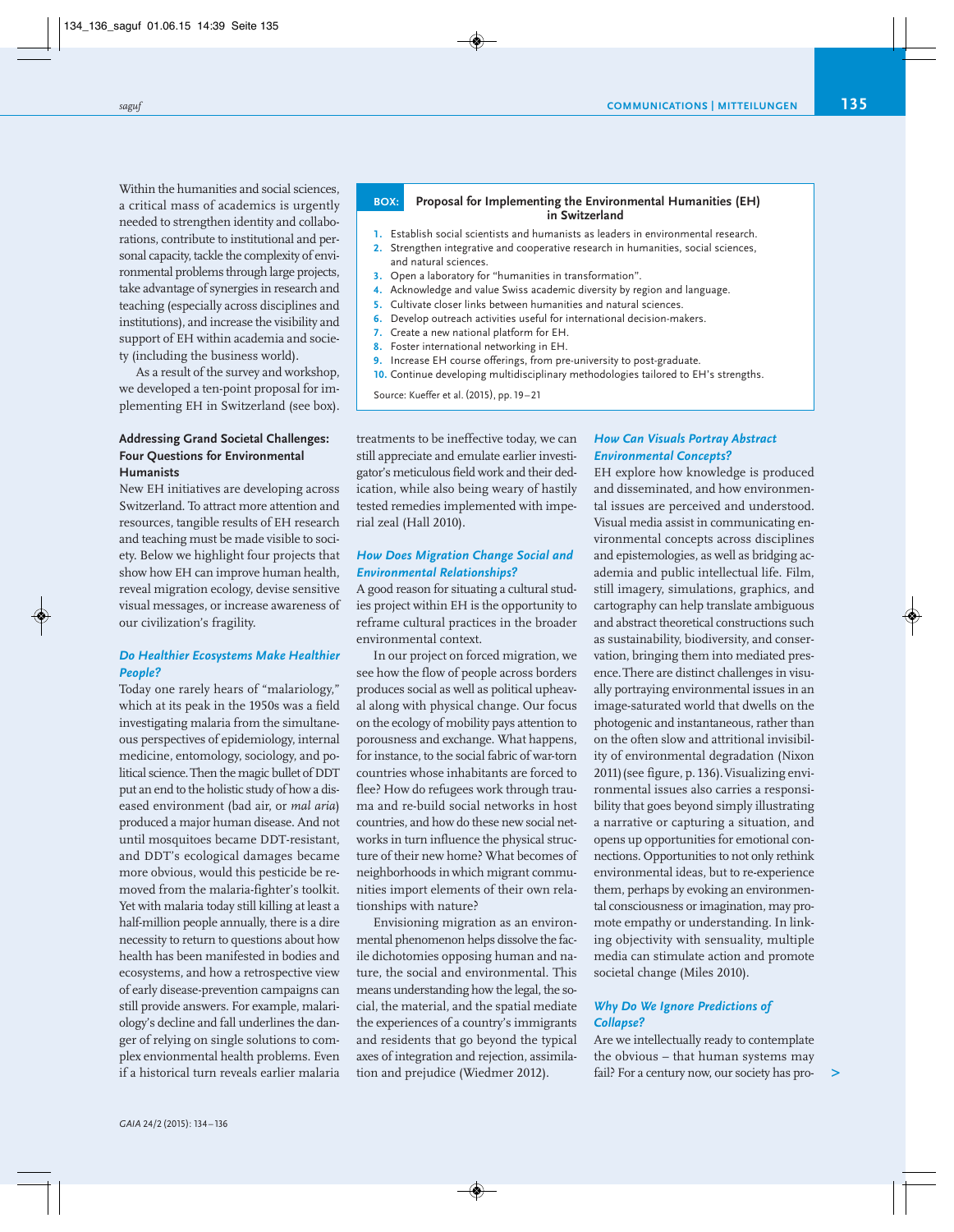Within the humanities and social sciences, a critical mass of academics is urgently needed to strengthen identity and collaborations, contribute to institutional and personal capacity, tackle the complexity of environmental problems through large projects, take advantage of synergies in research and teaching (especially across disciplines and institutions), and increase the visibility and support of EH within academia and society (including the business world).

As a result of the survey and workshop, we developed a ten-point proposal for implementing EH in Switzerland (see box).

> **BOX: Proposal for Implementing the Environmental Humanities (EH) in Switzerland**
>
> 1. Establish social scientists and humanists as leaders in environmental research.
> 2. Strengthen integrative and cooperative research in humanities, social sciences, and natural sciences.
> 3. Open a laboratory for "humanities in transformation".
> 4. Acknowledge and value Swiss academic diversity by region and language.
> 5. Cultivate closer links between humanities and natural sciences.
> 6. Develop outreach activities useful for international decision-makers.
> 7. Create a new national platform for EH.
> 8. Foster international networking in EH.
> 9. Increase EH course offerings, from pre-university to post-graduate.
> 10. Continue developing multidisciplinary methodologies tailored to EH's strengths.
>
> Source: Kueffer et al. (2015), pp. 19–21

## Addressing Grand Societal Challenges: Four Questions for Environmental Humanists

New EH initiatives are developing across Switzerland. To attract more attention and resources, tangible results of EH research and teaching must be made visible to society. Below we highlight four projects that show how EH can improve human health, reveal migration ecology, devise sensitive visual messages, or increase awareness of our civilization's fragility.

### *Do Healthier Ecosystems Make Healthier People?*

Today one rarely hears of "malariology," which at its peak in the 1950s was a field investigating malaria from the simultaneous perspectives of epidemiology, internal medicine, entomology, sociology, and political science. Then the magic bullet of DDT put an end to the holistic study of how a diseased environment (bad air, or *mal aria*) produced a major human disease. And not until mosquitoes became DDT-resistant, and DDT's ecological damages became more obvious, would this pesticide be removed from the malaria-fighter's toolkit. Yet with malaria today still killing at least a half-million people annually, there is a dire necessity to return to questions about how health has been manifested in bodies and ecosystems, and how a retrospective view of early disease-prevention campaigns can still provide answers. For example, malariology's decline and fall underlines the danger of relying on single solutions to complex envionmental health problems. Even if a historical turn reveals earlier malaria treatments to be ineffective today, we can still appreciate and emulate earlier investigator's meticulous field work and their dedication, while also being weary of hastily tested remedies implemented with imperial zeal (Hall 2010).

### *How Does Migration Change Social and Environmental Relationships?*

A good reason for situating a cultural studies project within EH is the opportunity to reframe cultural practices in the broader environmental context.

In our project on forced migration, we see how the flow of people across borders produces social as well as political upheaval along with physical change. Our focus on the ecology of mobility pays attention to porousness and exchange. What happens, for instance, to the social fabric of war-torn countries whose inhabitants are forced to flee? How do refugees work through trauma and re-build social networks in host countries, and how do these new social networks in turn influence the physical structure of their new home? What becomes of neighborhoods in which migrant communities import elements of their own relationships with nature?

Envisioning migration as an environmental phenomenon helps dissolve the facile dichotomies opposing human and nature, the social and environmental. This means understanding how the legal, the social, the material, and the spatial mediate the experiences of a country's immigrants and residents that go beyond the typical axes of integration and rejection, assimilation and prejudice (Wiedmer 2012).

### *How Can Visuals Portray Abstract Environmental Concepts?*

EH explore how knowledge is produced and disseminated, and how environmental issues are perceived and understood. Visual media assist in communicating environmental concepts across disciplines and epistemologies, as well as bridging academia and public intellectual life. Film, still imagery, simulations, graphics, and cartography can help translate ambiguous and abstract theoretical constructions such as sustainability, biodiversity, and conservation, bringing them into mediated presence. There are distinct challenges in visually portraying environmental issues in an image-saturated world that dwells on the photogenic and instantaneous, rather than on the often slow and attritional invisibility of environmental degradation (Nixon 2011) (see figure, p. 136). Visualizing environmental issues also carries a responsibility that goes beyond simply illustrating a narrative or capturing a situation, and opens up opportunities for emotional connections. Opportunities to not only rethink environmental ideas, but to re-experience them, perhaps by evoking an environmental consciousness or imagination, may promote empathy or understanding. In linking objectivity with sensuality, multiple media can stimulate action and promote societal change (Miles 2010).

### *Why Do We Ignore Predictions of Collapse?*

Are we intellectually ready to contemplate the obvious – that human systems may fail? For a century now, our society has pro- >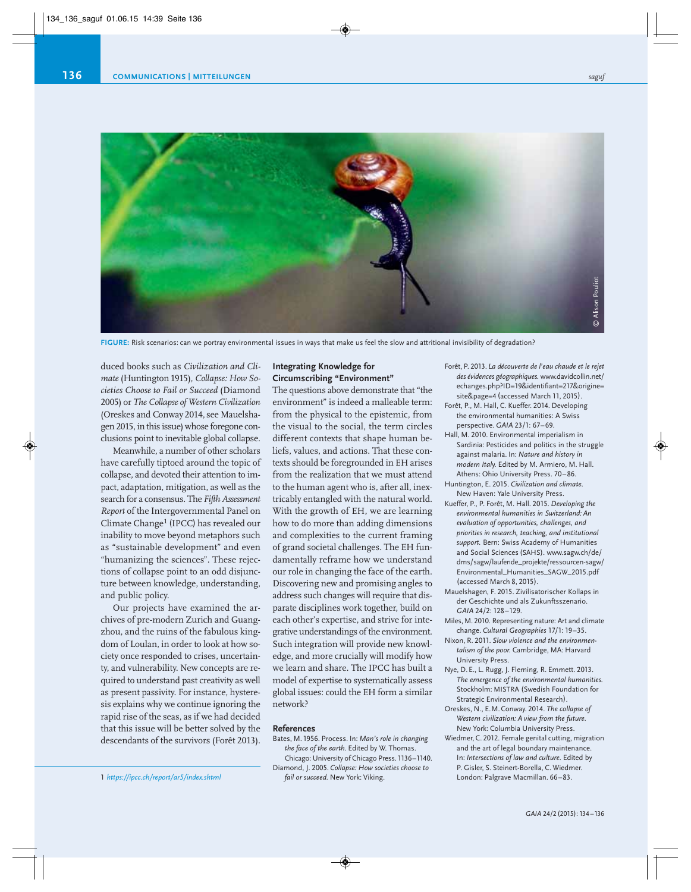FIGURE: Risk scenarios: can we portray environmental issues in ways that make us feel the slow and attritional invisibility of degradation?

duced books such as *Civilization and Climate* (Huntington 1915), *Collapse: How Societies Choose to Fail or Succeed* (Diamond 2005) or *The Collapse of Western Civilization* (Oreskes and Conway 2014, see Mauelshagen 2015, in this issue) whose foregone conclusions point to inevitable global collapse.

Meanwhile, a number of other scholars have carefully tiptoed around the topic of collapse, and devoted their attention to impact, adaptation, mitigation, as well as the search for a consensus. The *Fifth Assessment Report* of the Intergovernmental Panel on Climate Change[1] (IPCC) has revealed our inability to move beyond metaphors such as "sustainable development" and even "humanizing the sciences". These rejections of collapse point to an odd disjuncture between knowledge, understanding, and public policy.

Our projects have examined the archives of pre-modern Zurich and Guangzhou, and the ruins of the fabulous kingdom of Loulan, in order to look at how society once responded to crises, uncertainty, and vulnerability. New concepts are required to understand past creativity as well as present passivity. For instance, hysteresis explains why we continue ignoring the rapid rise of the seas, as if we had decided that this issue will be better solved by the descendants of the survivors (Forêt 2013).

1 *https://ipcc.ch/report/ar5/index.shtml*

## Integrating Knowledge for Circumscribing "Environment"

The questions above demonstrate that "the environment" is indeed a malleable term: from the physical to the epistemic, from the visual to the social, the term circles different contexts that shape human beliefs, values, and actions. That these contexts should be foregrounded in EH arises from the realization that we must attend to the human agent who is, after all, inextricably entangled with the natural world. With the growth of EH, we are learning how to do more than adding dimensions and complexities to the current framing of grand societal challenges. The EH fundamentally reframe how we understand our role in changing the face of the earth. Discovering new and promising angles to address such changes will require that disparate disciplines work together, build on each other's expertise, and strive for integrative understandings of the environment. Such integration will provide new knowledge, and more crucially will modify how we learn and share. The IPCC has built a model of expertise to systematically assess global issues: could the EH form a similar network?

## References

Bates, M. 1956. Process. In: *Man's role in changing the face of the earth.* Edited by W. Thomas. Chicago: University of Chicago Press. 1136–1140.

Diamond, J. 2005. *Collapse: How societies choose to fail or succeed.* New York: Viking.

Forêt, P. 2013. *La découverte de l'eau chaude et le rejet des évidences géographiques.* www.davidcollin.net/echanges.php?ID=19&identifiant=217&origine=site&page=4 (accessed March 11, 2015).

Forêt, P., M. Hall, C. Kueffer. 2014. Developing the environmental humanities: A Swiss perspective. *GAIA* 23/1: 67–69.

Hall, M. 2010. Environmental imperialism in Sardinia: Pesticides and politics in the struggle against malaria. In: *Nature and history in modern Italy.* Edited by M. Armiero, M. Hall. Athens: Ohio University Press. 70–86.

Huntington, E. 2015. *Civilization and climate.* New Haven: Yale University Press.

Kueffer, P., P. Forêt, M. Hall. 2015. *Developing the environmental humanities in Switzerland: An evaluation of opportunities, challenges, and priorities in research, teaching, and institutional support.* Bern: Swiss Academy of Humanities and Social Sciences (SAHS). www.sagw.ch/de/dms/sagw/laufende_projekte/ressourcen-sagw/Environmental_Humanities_SAGW_2015.pdf (accessed March 8, 2015).

Mauelshagen, F. 2015. Zivilisatorischer Kollaps in der Geschichte und als Zukunftsszenario. *GAIA* 24/2: 128–129.

Miles, M. 2010. Representing nature: Art and climate change. *Cultural Geographies* 17/1: 19–35.

Nixon, R. 2011. *Slow violence and the environmentalism of the poor.* Cambridge, MA: Harvard University Press.

Nye, D. E., L. Rugg, J. Fleming, R. Emmett. 2013. *The emergence of the environmental humanities.* Stockholm: MISTRA (Swedish Foundation for Strategic Environmental Research).

Oreskes, N., E. M. Conway. 2014. *The collapse of Western civilization: A view from the future.* New York: Columbia University Press.

Wiedmer, C. 2012. Female genital cutting, migration and the art of legal boundary maintenance. In: *Intersections of law and culture.* Edited by P. Gisler, S. Steinert-Borella, C. Wiedmer. London: Palgrave Macmillan. 66–83.